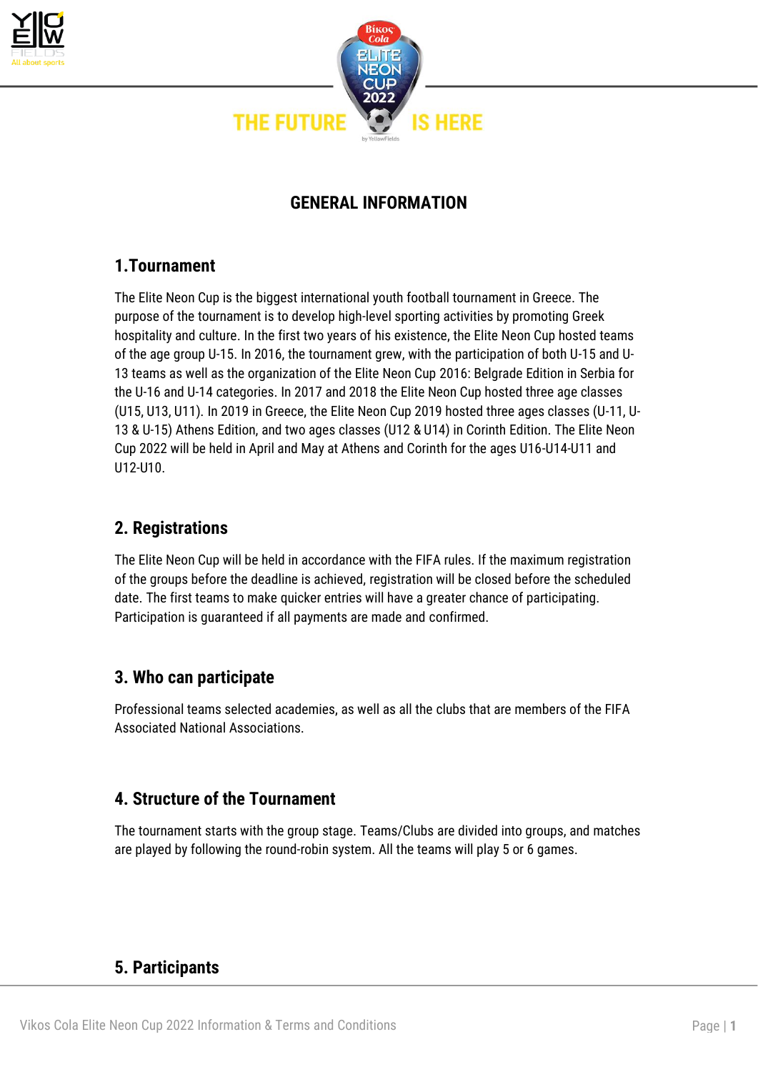THE FUTURE IS HERE

# GENERAL INFORMATION

## 1.Tournament

The Elite Neon Cup is the biggest international youth football tournament in Greece. The purpose of the tournament is to develop high-level sporting activities by promoting Greek hospitality and culture. In the first two years of his existence, the Elite Neon Cup hosted teams of the age group U-15. In 2016, the tournament grew, with the participation of both U-15 and U-13 teams as well as the organization of the Elite Neon Cup 2016: Belgrade Edition in Serbia for the U-16 and U-14 categories. In 2017 and 2018 the Elite Neon Cup hosted three age classes (U15, U13, U11). In 2019 in Greece, the Elite Neon Cup 2019 hosted three ages classes (U-11, U-13 & U-15) Athens Edition, and two ages classes (U12 & U14) in Corinth Edition. The Elite Neon Cup 2022 will be held in April and May at Athens and Corinth for the ages U16-U14-U11 and U12-U10.

## 2. Registrations

The Elite Neon Cup will be held in accordance with the FIFA rules. If the maximum registration of the groups before the deadline is achieved, registration will be closed before the scheduled date. The first teams to make quicker entries will have a greater chance of participating. Participation is guaranteed if all payments are made and confirmed.

## 3. Who can participate

Professional teams selected academies, as well as all the clubs that are members of the FIFA Associated National Associations.

## 4. Structure of the Tournament

The tournament starts with the group stage. Teams/Clubs are divided into groups, and matches are played by following the round-robin system. All the teams will play 5 or 6 games.

## 5. Participants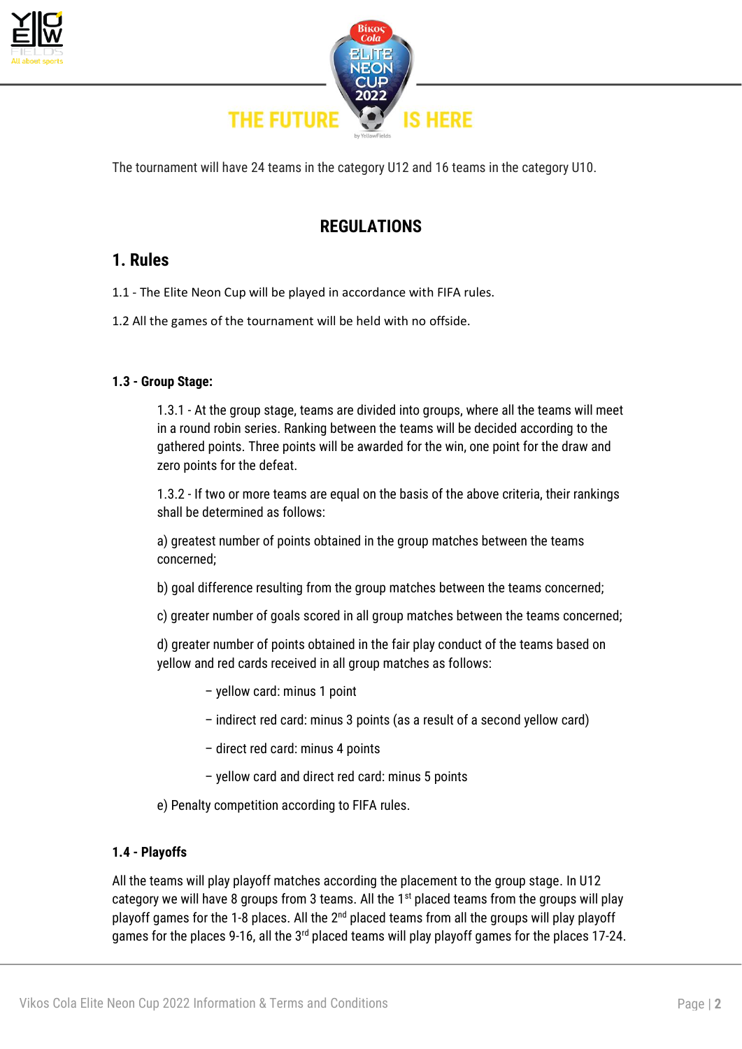THE FUTURE IS HERE

The tournament will have 24 teams in the category U12 and 16 teams in the category U10.

## REGULATIONS

## 1. Rules

1.1 - The Elite Neon Cup will be played in accordance with FIFA rules.

1.2 All the games of the tournament will be held with no offside.

### 1.3 - Group Stage:

1.3.1 - At the group stage, teams are divided into groups, where all the teams will meet in a round robin series. Ranking between the teams will be decided according to the gathered points. Three points will be awarded for the win, one point for the draw and zero points for the defeat.

1.3.2 - If two or more teams are equal on the basis of the above criteria, their rankings shall be determined as follows:

a) greatest number of points obtained in the group matches between the teams concerned;

b) goal difference resulting from the group matches between the teams concerned;

c) greater number of goals scored in all group matches between the teams concerned;

d) greater number of points obtained in the fair play conduct of the teams based on yellow and red cards received in all group matches as follows:

- yellow card: minus 1 point
- indirect red card: minus 3 points (as a result of a second yellow card)
- direct red card: minus 4 points
- yellow card and direct red card: minus 5 points

e) Penalty competition according to FIFA rules.

### 1.4 - Playoffs

All the teams will play playoff matches according the placement to the group stage. In U12 category we will have 8 groups from 3 teams. All the 1st placed teams from the groups will play playoff games for the 1-8 places. All the 2nd placed teams from all the groups will play playoff games for the places 9-16, all the 3rd placed teams will play playoff games for the places 17-24.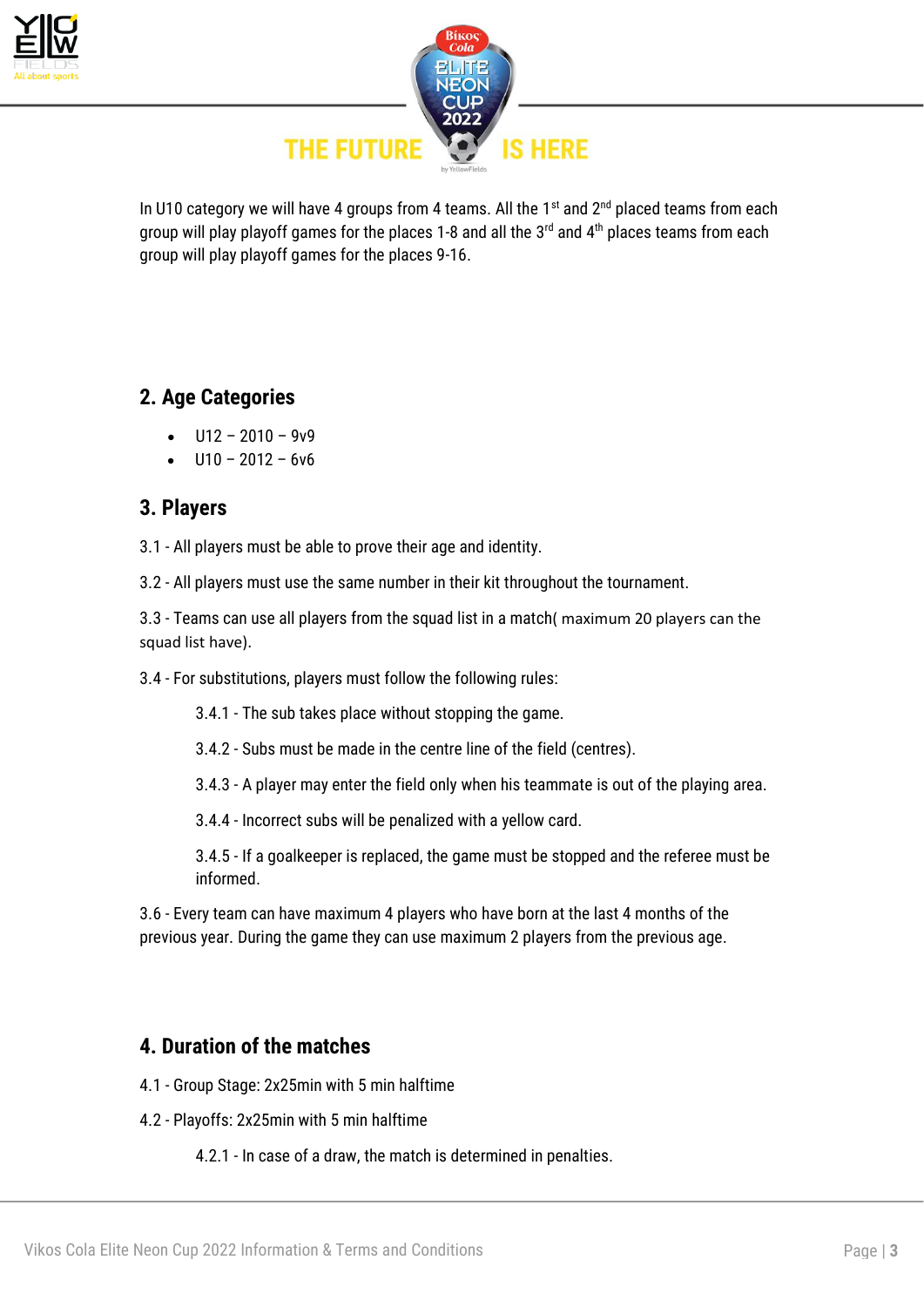In U10 category we will have 4 groups from 4 teams. All the 1st and 2nd placed teams from each group will play playoff games for the places 1-8 and all the 3rd and 4th places teams from each group will play playoff games for the places 9-16.

## 2. Age Categories

- U12 – 2010 – 9v9
- U10 – 2012 – 6v6

## 3. Players

3.1 - All players must be able to prove their age and identity.

3.2 - All players must use the same number in their kit throughout the tournament.

3.3 - Teams can use all players from the squad list in a match( maximum 20 players can the squad list have).

3.4 - For substitutions, players must follow the following rules:

> 3.4.1 - The sub takes place without stopping the game.
>
> 3.4.2 - Subs must be made in the centre line of the field (centres).
>
> 3.4.3 - A player may enter the field only when his teammate is out of the playing area.
>
> 3.4.4 - Incorrect subs will be penalized with a yellow card.
>
> 3.4.5 - If a goalkeeper is replaced, the game must be stopped and the referee must be informed.

3.6 - Every team can have maximum 4 players who have born at the last 4 months of the previous year. During the game they can use maximum 2 players from the previous age.

## 4. Duration of the matches

4.1 - Group Stage: 2x25min with 5 min halftime

4.2 - Playoffs: 2x25min with 5 min halftime

> 4.2.1 - In case of a draw, the match is determined in penalties.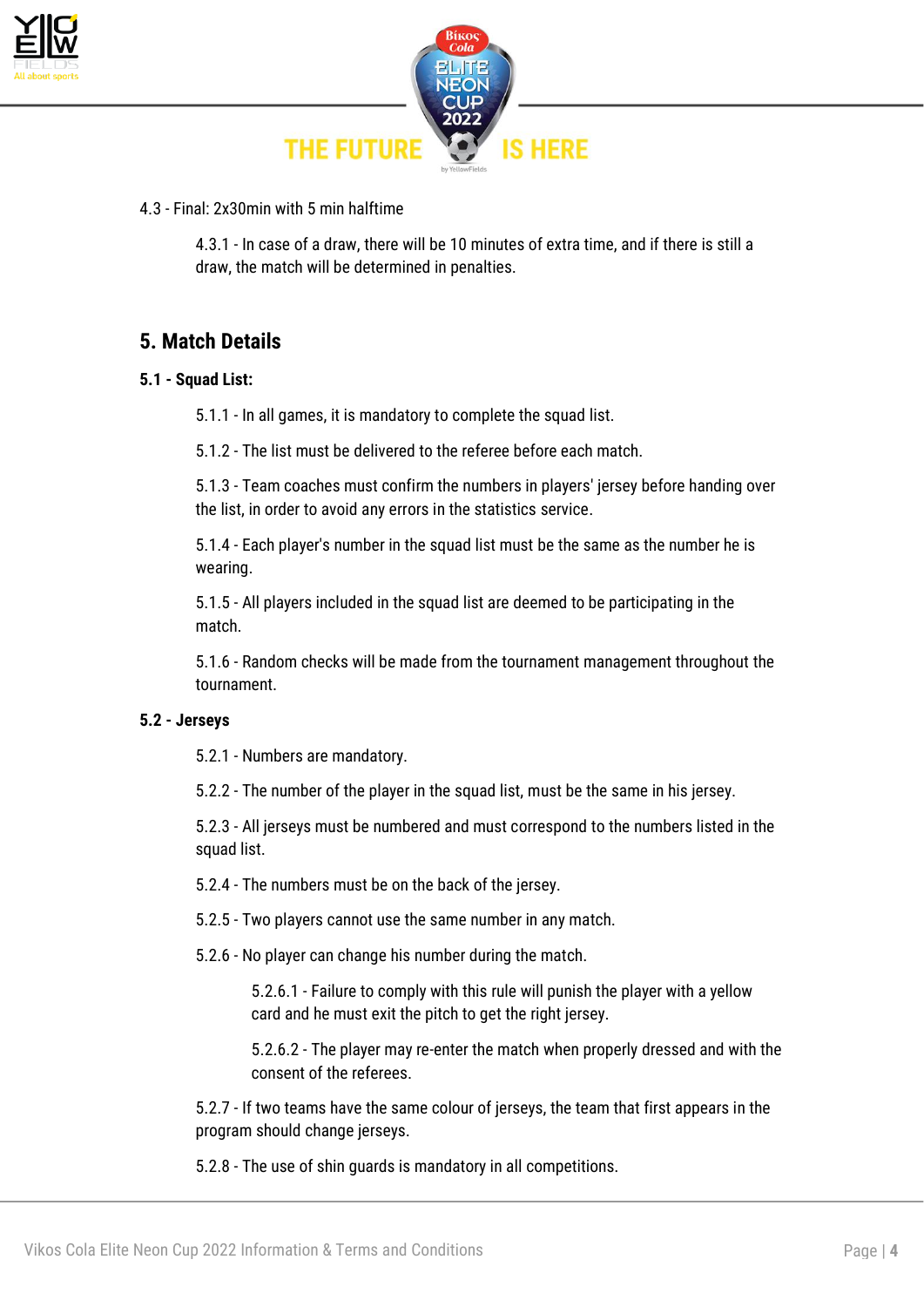4.3 - Final: 2x30min with 5 min halftime

4.3.1 - In case of a draw, there will be 10 minutes of extra time, and if there is still a draw, the match will be determined in penalties.

## 5. Match Details

### 5.1 - Squad List:

5.1.1 - In all games, it is mandatory to complete the squad list.

5.1.2 - The list must be delivered to the referee before each match.

5.1.3 - Team coaches must confirm the numbers in players' jersey before handing over the list, in order to avoid any errors in the statistics service.

5.1.4 - Each player's number in the squad list must be the same as the number he is wearing.

5.1.5 - All players included in the squad list are deemed to be participating in the match.

5.1.6 - Random checks will be made from the tournament management throughout the tournament.

### 5.2 - Jerseys

5.2.1 - Numbers are mandatory.

5.2.2 - The number of the player in the squad list, must be the same in his jersey.

5.2.3 - All jerseys must be numbered and must correspond to the numbers listed in the squad list.

5.2.4 - The numbers must be on the back of the jersey.

5.2.5 - Two players cannot use the same number in any match.

5.2.6 - No player can change his number during the match.

5.2.6.1 - Failure to comply with this rule will punish the player with a yellow card and he must exit the pitch to get the right jersey.

5.2.6.2 - The player may re-enter the match when properly dressed and with the consent of the referees.

5.2.7 - If two teams have the same colour of jerseys, the team that first appears in the program should change jerseys.

5.2.8 - The use of shin guards is mandatory in all competitions.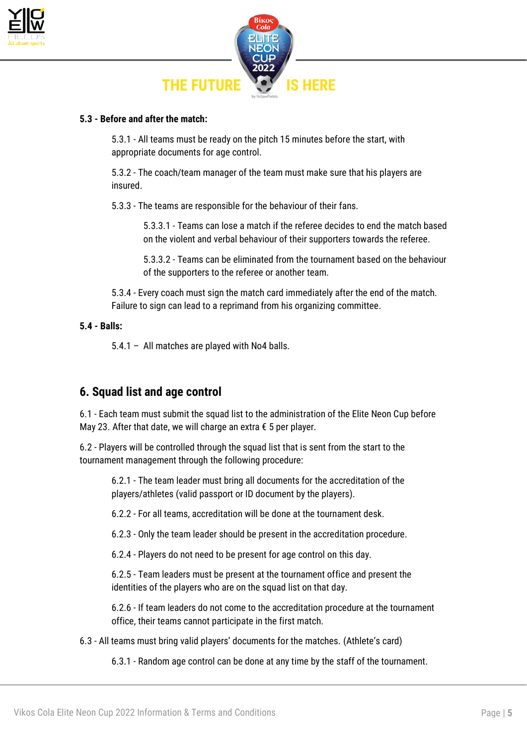### 5.3 - Before and after the match:

5.3.1 - All teams must be ready on the pitch 15 minutes before the start, with appropriate documents for age control.

5.3.2 - The coach/team manager of the team must make sure that his players are insured.

5.3.3 - The teams are responsible for the behaviour of their fans.

5.3.3.1 - Teams can lose a match if the referee decides to end the match based on the violent and verbal behaviour of their supporters towards the referee.

5.3.3.2 - Teams can be eliminated from the tournament based on the behaviour of the supporters to the referee or another team.

5.3.4 - Every coach must sign the match card immediately after the end of the match. Failure to sign can lead to a reprimand from his organizing committee.

### 5.4 - Balls:

5.4.1 – All matches are played with No4 balls.

## 6. Squad list and age control

6.1 - Each team must submit the squad list to the administration of the Elite Neon Cup before May 23. After that date, we will charge an extra € 5 per player.

6.2 - Players will be controlled through the squad list that is sent from the start to the tournament management through the following procedure:

6.2.1 - The team leader must bring all documents for the accreditation of the players/athletes (valid passport or ID document by the players).

6.2.2 - For all teams, accreditation will be done at the tournament desk.

6.2.3 - Only the team leader should be present in the accreditation procedure.

6.2.4 - Players do not need to be present for age control on this day.

6.2.5 - Team leaders must be present at the tournament office and present the identities of the players who are on the squad list on that day.

6.2.6 - If team leaders do not come to the accreditation procedure at the tournament office, their teams cannot participate in the first match.

6.3 - All teams must bring valid players' documents for the matches. (Athlete's card)

6.3.1 - Random age control can be done at any time by the staff of the tournament.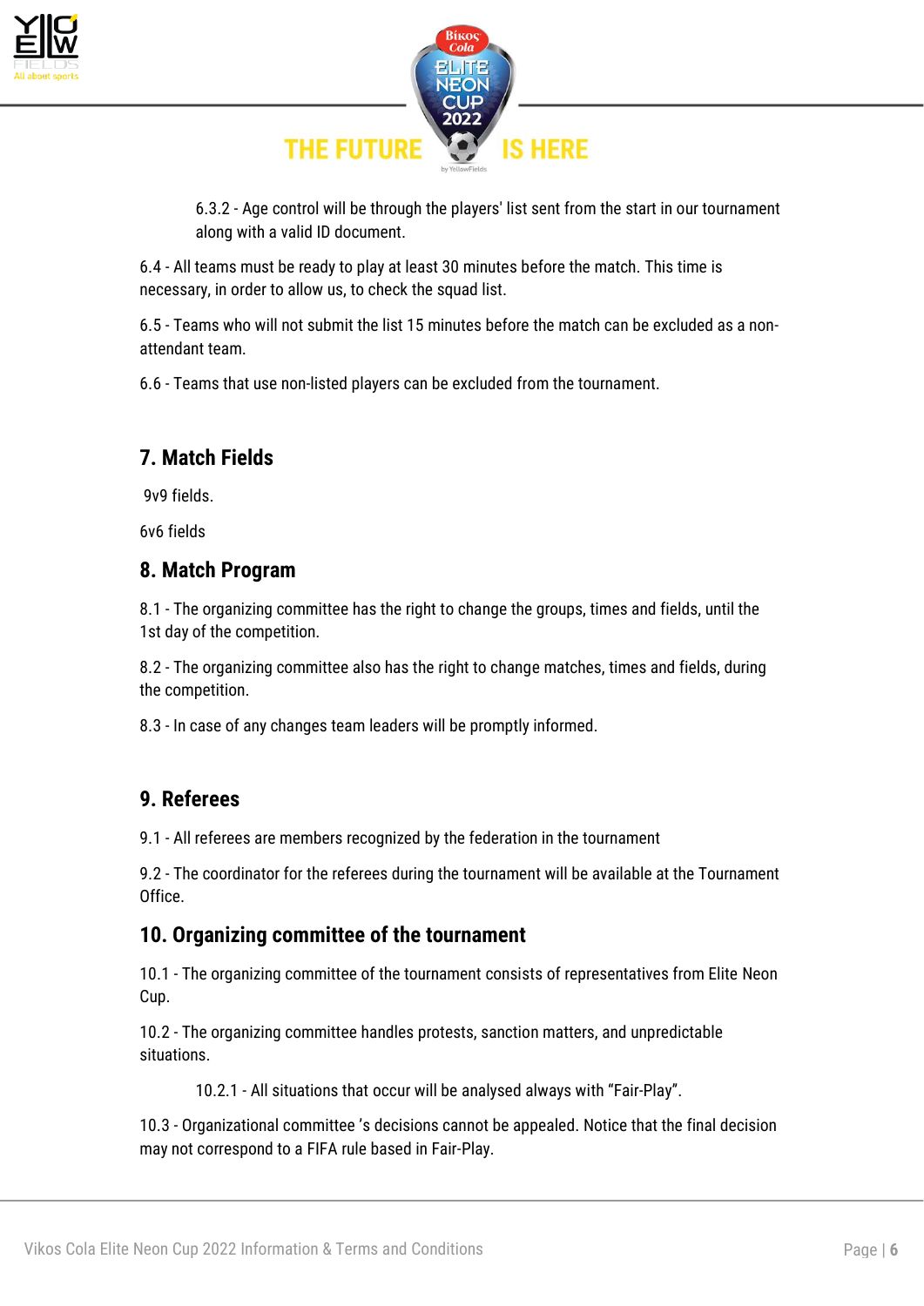6.3.2 - Age control will be through the players' list sent from the start in our tournament along with a valid ID document.

6.4 - All teams must be ready to play at least 30 minutes before the match. This time is necessary, in order to allow us, to check the squad list.

6.5 - Teams who will not submit the list 15 minutes before the match can be excluded as a non-attendant team.

6.6 - Teams that use non-listed players can be excluded from the tournament.

## 7. Match Fields

9v9 fields.

6v6 fields

## 8. Match Program

8.1 - The organizing committee has the right to change the groups, times and fields, until the 1st day of the competition.

8.2 - The organizing committee also has the right to change matches, times and fields, during the competition.

8.3 - In case of any changes team leaders will be promptly informed.

## 9. Referees

9.1 - All referees are members recognized by the federation in the tournament

9.2 - The coordinator for the referees during the tournament will be available at the Tournament Office.

## 10. Organizing committee of the tournament

10.1 - The organizing committee of the tournament consists of representatives from Elite Neon Cup.

10.2 - The organizing committee handles protests, sanction matters, and unpredictable situations.

10.2.1 - All situations that occur will be analysed always with “Fair-Play”.

10.3 - Organizational committee ’s decisions cannot be appealed. Notice that the final decision may not correspond to a FIFA rule based in Fair-Play.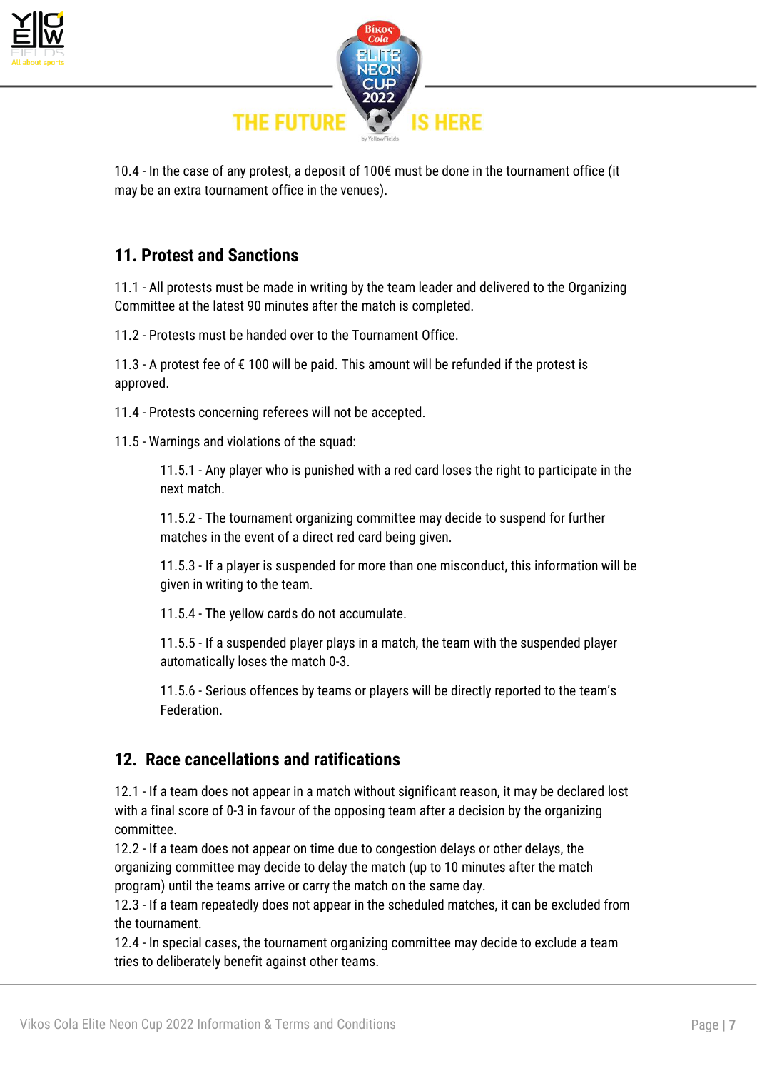10.4 - In the case of any protest, a deposit of 100€ must be done in the tournament office (it may be an extra tournament office in the venues).

## 11. Protest and Sanctions

11.1 - All protests must be made in writing by the team leader and delivered to the Organizing Committee at the latest 90 minutes after the match is completed.

11.2 - Protests must be handed over to the Tournament Office.

11.3 - A protest fee of € 100 will be paid. This amount will be refunded if the protest is approved.

11.4 - Protests concerning referees will not be accepted.

11.5 - Warnings and violations of the squad:

> 11.5.1 - Any player who is punished with a red card loses the right to participate in the next match.
>
> 11.5.2 - The tournament organizing committee may decide to suspend for further matches in the event of a direct red card being given.
>
> 11.5.3 - If a player is suspended for more than one misconduct, this information will be given in writing to the team.
>
> 11.5.4 - The yellow cards do not accumulate.
>
> 11.5.5 - If a suspended player plays in a match, the team with the suspended player automatically loses the match 0-3.
>
> 11.5.6 - Serious offences by teams or players will be directly reported to the team's Federation.

## 12. Race cancellations and ratifications

12.1 - If a team does not appear in a match without significant reason, it may be declared lost with a final score of 0-3 in favour of the opposing team after a decision by the organizing committee.

12.2 - If a team does not appear on time due to congestion delays or other delays, the organizing committee may decide to delay the match (up to 10 minutes after the match program) until the teams arrive or carry the match on the same day.

12.3 - If a team repeatedly does not appear in the scheduled matches, it can be excluded from the tournament.

12.4 - In special cases, the tournament organizing committee may decide to exclude a team tries to deliberately benefit against other teams.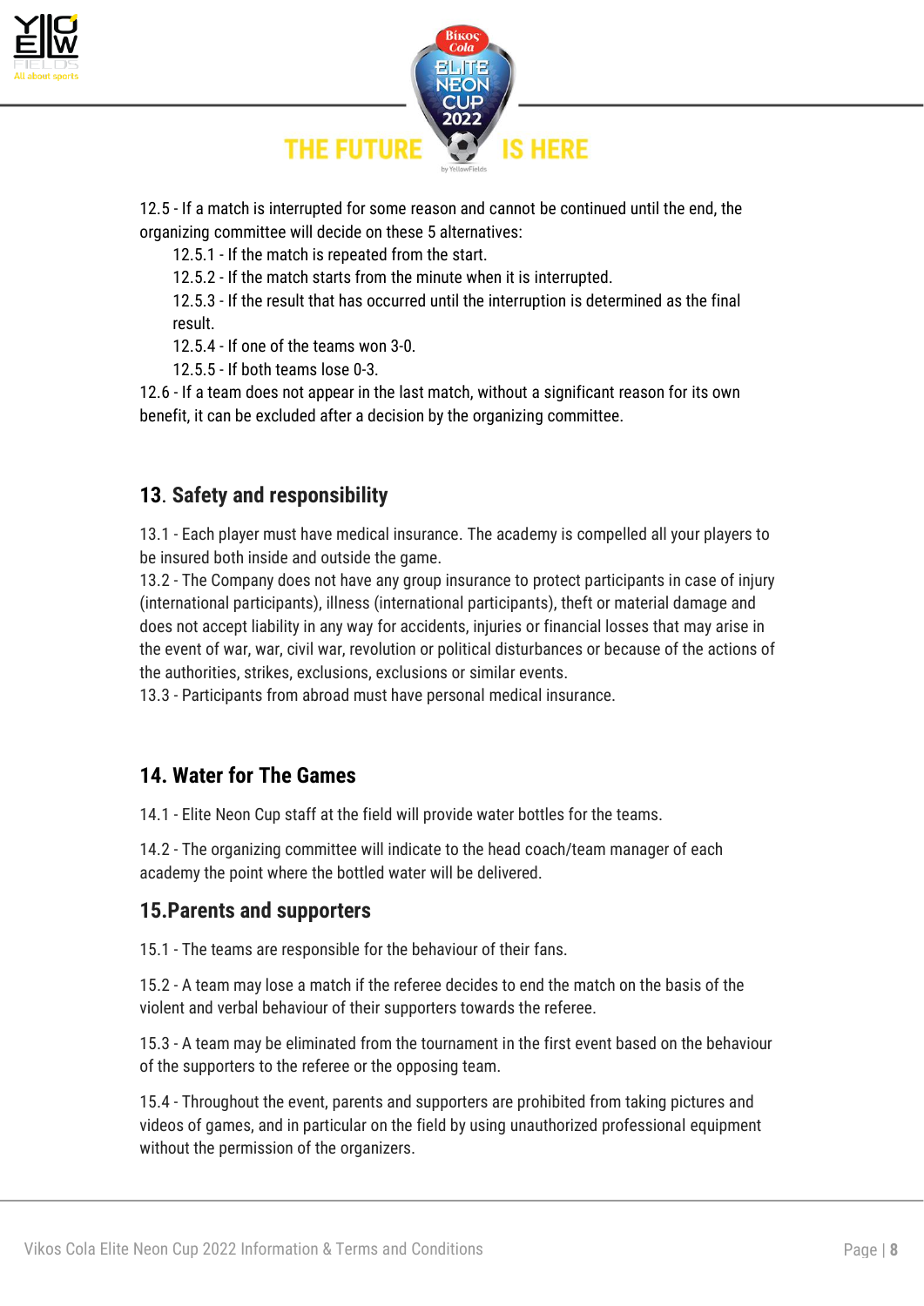12.5 - If a match is interrupted for some reason and cannot be continued until the end, the organizing committee will decide on these 5 alternatives:

- 12.5.1 - If the match is repeated from the start.
- 12.5.2 - If the match starts from the minute when it is interrupted.
- 12.5.3 - If the result that has occurred until the interruption is determined as the final result.
- 12.5.4 - If one of the teams won 3-0.
- 12.5.5 - If both teams lose 0-3.

12.6 - If a team does not appear in the last match, without a significant reason for its own benefit, it can be excluded after a decision by the organizing committee.

## 13. Safety and responsibility

13.1 - Each player must have medical insurance. The academy is compelled all your players to be insured both inside and outside the game.
13.2 - The Company does not have any group insurance to protect participants in case of injury (international participants), illness (international participants), theft or material damage and does not accept liability in any way for accidents, injuries or financial losses that may arise in the event of war, war, civil war, revolution or political disturbances or because of the actions of the authorities, strikes, exclusions, exclusions or similar events.
13.3 - Participants from abroad must have personal medical insurance.

## 14. Water for The Games

14.1 - Elite Neon Cup staff at the field will provide water bottles for the teams.

14.2 - The organizing committee will indicate to the head coach/team manager of each academy the point where the bottled water will be delivered.

## 15.Parents and supporters

15.1 - The teams are responsible for the behaviour of their fans.

15.2 - A team may lose a match if the referee decides to end the match on the basis of the violent and verbal behaviour of their supporters towards the referee.

15.3 - A team may be eliminated from the tournament in the first event based on the behaviour of the supporters to the referee or the opposing team.

15.4 - Throughout the event, parents and supporters are prohibited from taking pictures and videos of games, and in particular on the field by using unauthorized professional equipment without the permission of the organizers.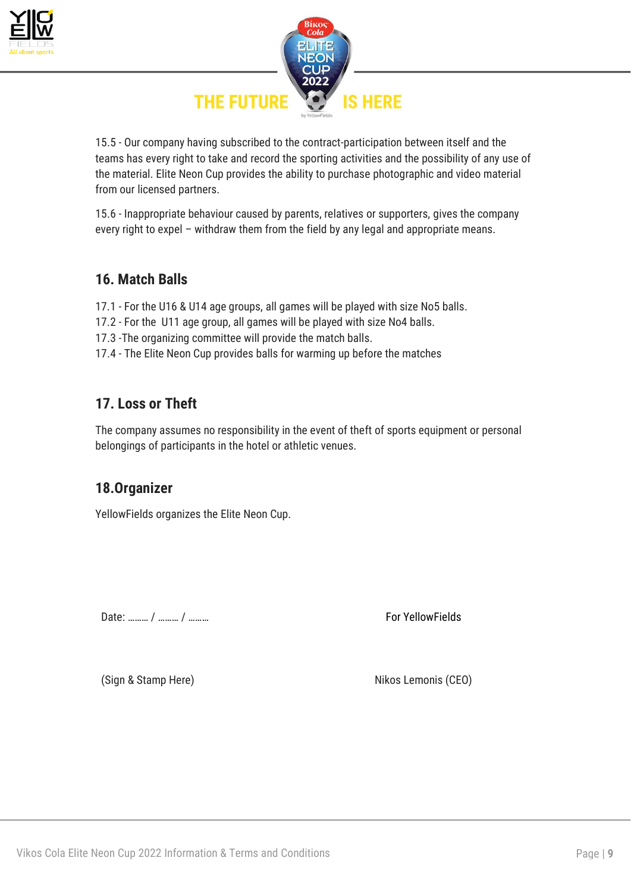15.5 - Our company having subscribed to the contract-participation between itself and the teams has every right to take and record the sporting activities and the possibility of any use of the material. Elite Neon Cup provides the ability to purchase photographic and video material from our licensed partners.

15.6 - Inappropriate behaviour caused by parents, relatives or supporters, gives the company every right to expel – withdraw them from the field by any legal and appropriate means.

## 16. Match Balls

17.1 - For the U16 & U14 age groups, all games will be played with size No5 balls.
17.2 - For the U11 age group, all games will be played with size No4 balls.
17.3 -The organizing committee will provide the match balls.
17.4 - The Elite Neon Cup provides balls for warming up before the matches

## 17. Loss or Theft

The company assumes no responsibility in the event of theft of sports equipment or personal belongings of participants in the hotel or athletic venues.

## 18.Organizer

YellowFields organizes the Elite Neon Cup.

Date: ……… / ……… / ………

For YellowFields

(Sign & Stamp Here)

Nikos Lemonis (CEO)